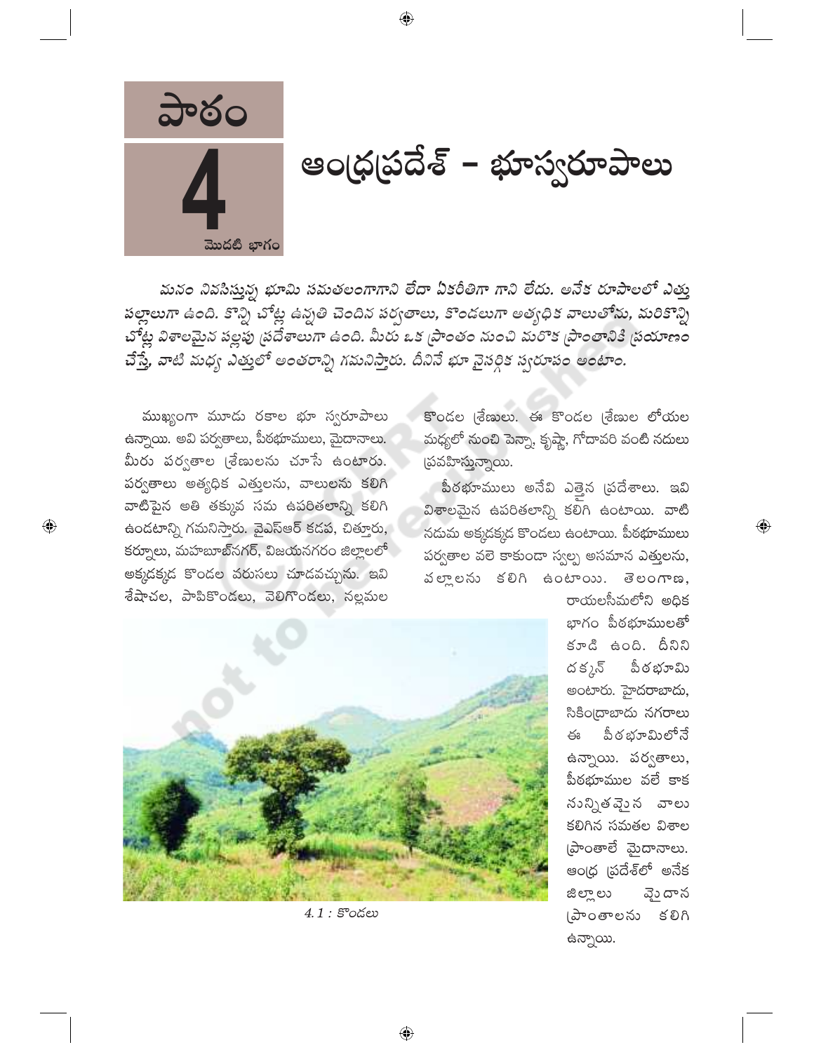పాఠం 4

మొదటి భాగం

# ఆంధ్రప్రదేశ్ – భూస్వరూపాలు

*మనం నివసిస్తున్న భూమి సమతలంగాగాని లేదా ఏకరీతిగా గాని లేదు. అనేక రూపాలలో ఎత్తు పల్లాలుగా ఉంది. కొన్ని చోట్ల ఉన్నతి చెందిన పర్వతాలు, కొండలుగా అత్యధిక వాలులతోను, మరికొన్ని చోట్ల విశాలమైన పల్లపు ప్రదేశాలుగా ఉంది. మీరు ఒక ప్రాంతం నుంచి మరొక ప్రాంతానికి ప్రయాణం చేస్తే, వాటి మధ్య ఎత్తులో అంతరాన్ని గమనిస్తారు. దీనినే భూ నైసర్గిక స్వరూపం అంటాం.*

ముఖ్యంగా మూడు రకాల భూ స్వరూపాలు ఉన్నాయి. అవి పర్వతాలు, పీఠభూములు, మైదానాలు. మీరు పర్వతాల శ్రేణులను చూసే ఉంటారు. పర్వతాలు అత్యధిక ఎత్తులను, వాలులను కలిగి వాటిపైన అతి తక్కువ సమ ఉపరితలాన్ని కలిగి ఉండటాన్ని గమనిస్తారు. వైఎస్ఆర్ కడప, చిత్తూరు, కర్నూలు, మహబూబ్‌నగర్, విజయనగరం జిల్లాలలో అక్కడక్కడ కొండల వరుసలు చూడవచ్చును. ఇవి శేషాచల, పాపికొండలు, వెలిగొండలు, నల్లమల కొండల శ్రేణులు. ఈ కొండల శ్రేణుల లోయల మధ్యలో నుంచి పెన్నా, కృష్ణా, గోదావరి వంటి నదులు ప్రవహిస్తున్నాయి.

పీఠభూములు అనేవి ఎత్తైన ప్రదేశాలు. ఇవి విశాలమైన ఉపరితలాన్ని కలిగి ఉంటాయి. వాటి నడుమ అక్కడక్కడ కొండలు ఉంటాయి. పీఠభూములు పర్వతాల వలె కాకుండా స్వల్ప అసమాన ఎత్తులను, వల్లాలను కలిగి ఉంటాయి. తెలంగాణ, రాయలసీమలోని అధిక భాగం పీఠభూములతో కూడి ఉంది. దీనిని దక్కన్ పీఠభూమి అంటారు. హైదరాబాదు, సికింద్రాబాదు నగరాలు ఈ పీఠభూమిలోనే ఉన్నాయి. పర్వతాలు, పీఠభూముల వలే కాక నున్నితమైన వాలు కలిగిన సమతల విశాల ప్రాంతాలే మైదానాలు. ఆంధ్ర ప్రదేశ్‌లో అనేక జిల్లాలు మైదాన ప్రాంతాలను కలిగి ఉన్నాయి.

*4.1 : కొండలు*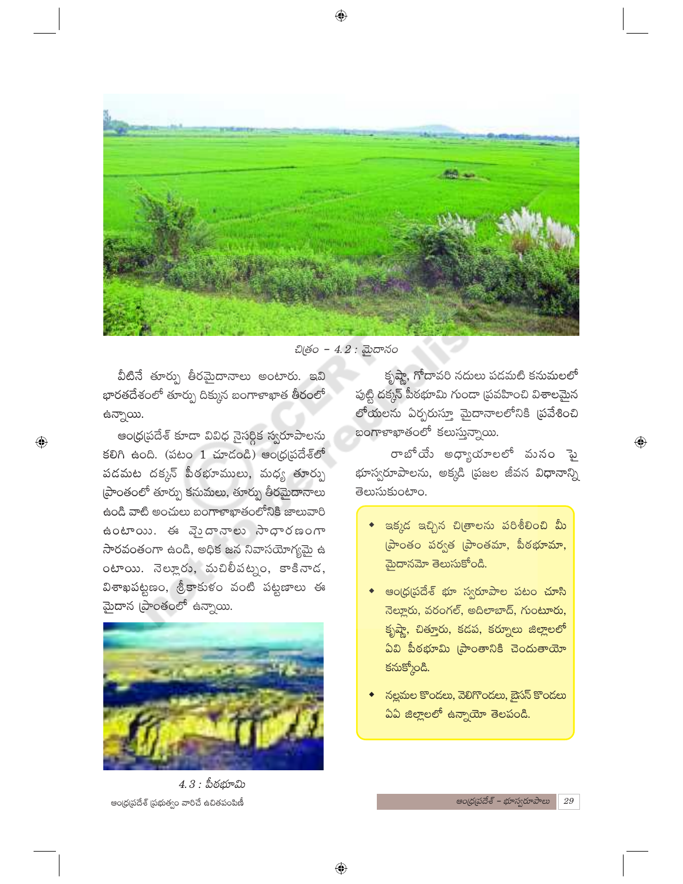చిత్రం – 4.2 : మైదానం

వీటినే తూర్పు తీరమైదానాలు అంటారు. ఇవి భారతదేశంలో తూర్పు దిక్కున బంగాళాఖాత తీరంలో ఉన్నాయి.

ఆంధ్రప్రదేశ్ కూడా వివిధ నైసర్గిక స్వరూపాలను కలిగి ఉంది. (పటం 1 చూడండి) ఆంధ్రప్రదేశ్‌లో పడమట దక్కన్ పీఠభూములు, మధ్య తూర్పు ప్రాంతంలో తూర్పు కనుమలు, తూర్పు తీరమైదానాలు ఉండి వాటి అంచులు బంగాళాఖాతంలోనికి జాలువారి ఉంటాయి. ఈ మైదానాలు సాధారణంగా సారవంతంగా ఉండి, అధిక జన నివాసయోగ్యమై ఉంటాయి. నెల్లూరు, మచిలీపట్నం, కాకినాడ, విశాఖపట్టణం, శ్రీకాకుళం వంటి పట్టణాలు ఈ మైదాన ప్రాంతంలో ఉన్నాయి.

4.3 : పీఠభూమి

కృష్ణా, గోదావరి నదులు పడమటి కనుమలలో పుట్టి దక్కన్ పీఠభూమి గుండా ప్రవహించి విశాలమైన లోయలను ఏర్పరుస్తూ మైదానాలలోనికి ప్రవేశించి బంగాళాఖాతంలో కలుస్తున్నాయి.

రాబోయే అధ్యాయాలలో మనం పై భూస్వరూపాలను, అక్కడి ప్రజల జీవన విధానాన్ని తెలుసుకుంటాం.

- ఇక్కడ ఇచ్చిన చిత్రాలను పరిశీలించి మీ ప్రాంతం పర్వత ప్రాంతమా, పీఠభూమా, మైదానమో తెలుసుకోండి.
- ఆంధ్రప్రదేశ్ భూ స్వరూపాల పటం చూసి నెల్లూరు, వరంగల్, అదిలాబాద్, గుంటూరు, కృష్ణా, చిత్తూరు, కడప, కర్నూలు జిల్లాలలో ఏవి పీఠభూమి ప్రాంతానికి చెందుతాయో కనుక్కోండి.
- నల్లమల కొండలు, వెలిగొండలు, బైసన్ కొండలు ఏఏ జిల్లాలలో ఉన్నాయో తెలపండి.

ఆంధ్రప్రదేశ్ ప్రభుత్వం వారిచే ఉచితపంపిణీ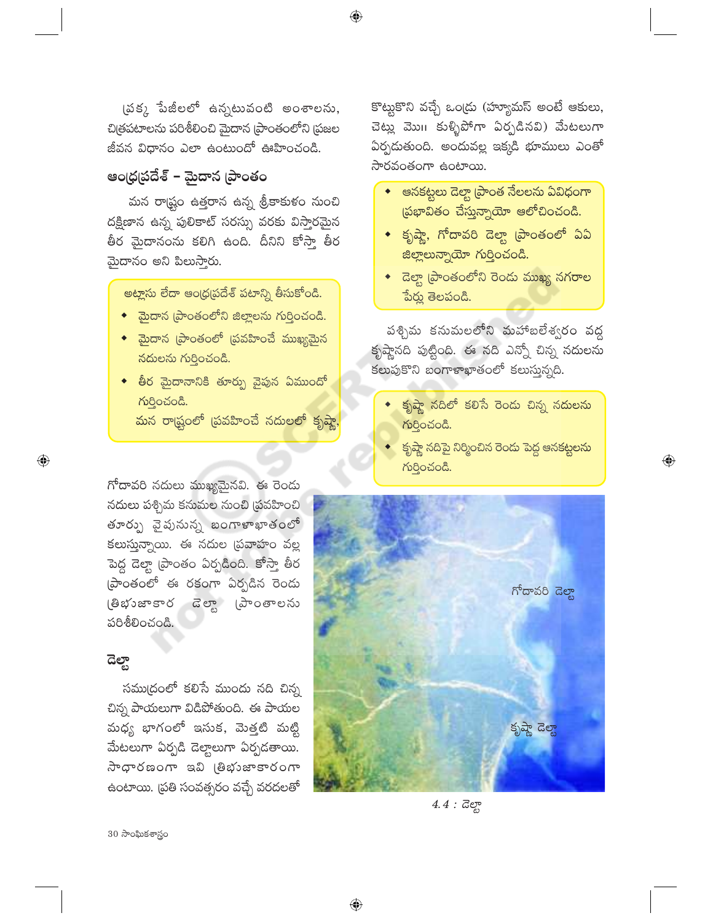ప్రక్క పేజీలలో ఉన్నటువంటి అంశాలను, చిత్రపటాలను పరిశీలించి మైదాన ప్రాంతంలోని ప్రజల జీవన విధానం ఎలా ఉంటుందో ఊహించండి.

## ఆంధ్రప్రదేశ్ – మైదాన ప్రాంతం

మన రాష్ట్రం ఉత్తరాన ఉన్న శ్రీకాకుళం నుంచి దక్షిణాన ఉన్న పులికాట్ సరస్సు వరకు విస్తారమైన తీర మైదానంను కలిగి ఉంది. దీనిని కోస్తా తీర మైదానం అని పిలుస్తారు.

> అట్లాసు లేదా ఆంధ్రప్రదేశ్ పటాన్ని తీసుకోండి.
> - మైదాన ప్రాంతంలోని జిల్లాలను గుర్తించండి.
> - మైదాన ప్రాంతంలో ప్రవహించే ముఖ్యమైన నదులను గుర్తించండి.
> - తీర మైదానానికి తూర్పు వైపున ఏముందో గుర్తించండి.

మన రాష్ట్రంలో ప్రవహించే నదులలో కృష్ణా, గోదావరి నదులు ముఖ్యమైనవి. ఈ రెండు నదులు పశ్చిమ కనుమల నుంచి ప్రవహించి తూర్పు వైపునున్న బంగాళాఖాతంలో కలుస్తున్నాయి. ఈ నదుల ప్రవాహం వల్ల పెద్ద డెల్టా ప్రాంతం ఏర్పడింది. కోస్తా తీర ప్రాంతంలో ఈ రకంగా ఏర్పడిన రెండు త్రిభుజాకార డెల్టా ప్రాంతాలను పరిశీలించండి.

## డెల్టా

సముద్రంలో కలిసే ముందు నది చిన్న చిన్న పాయలుగా విడిపోతుంది. ఈ పాయల మధ్య భాగంలో ఇసుక, మెత్తటి మట్టి మేటలుగా ఏర్పడి డెల్టాలుగా ఏర్పడతాయి. సాధారణంగా ఇవి త్రిభుజాకారంగా ఉంటాయి. ప్రతి సంవత్సరం వచ్చే వరదలతో కొట్టుకొని వచ్చే ఒండ్రు (హ్యూమస్ అంటే ఆకులు, చెట్లు మొ॥ కుళ్ళిపోగా ఏర్పడినవి) మేటలుగా ఏర్పడుతుంది. అందువల్ల ఇక్కడి భూములు ఎంతో సారవంతంగా ఉంటాయి.

> - ఆనకట్టలు డెల్టా ప్రాంత నేలలను ఏవిధంగా ప్రభావితం చేస్తున్నాయో ఆలోచించండి.
> - కృష్ణా, గోదావరి డెల్టా ప్రాంతంలో ఏఏ జిల్లాలున్నాయో గుర్తించండి.
> - డెల్టా ప్రాంతంలోని రెండు ముఖ్య నగరాల పేర్లు తెలపండి.

పశ్చిమ కనుమలలోని మహాబలేశ్వరం వద్ద కృష్ణానది పుట్టింది. ఈ నది ఎన్నో చిన్న నదులను కలుపుకొని బంగాళాఖాతంలో కలుస్తున్నది.

> - కృష్ణా నదిలో కలిసే రెండు చిన్న నదులను గుర్తించండి.
> - కృష్ణా నదిపై నిర్మించిన రెండు పెద్ద ఆనకట్టలను గుర్తించండి.

గోదావరి డెల్టా

కృష్ణా డెల్టా

*4.4 : డెల్టా*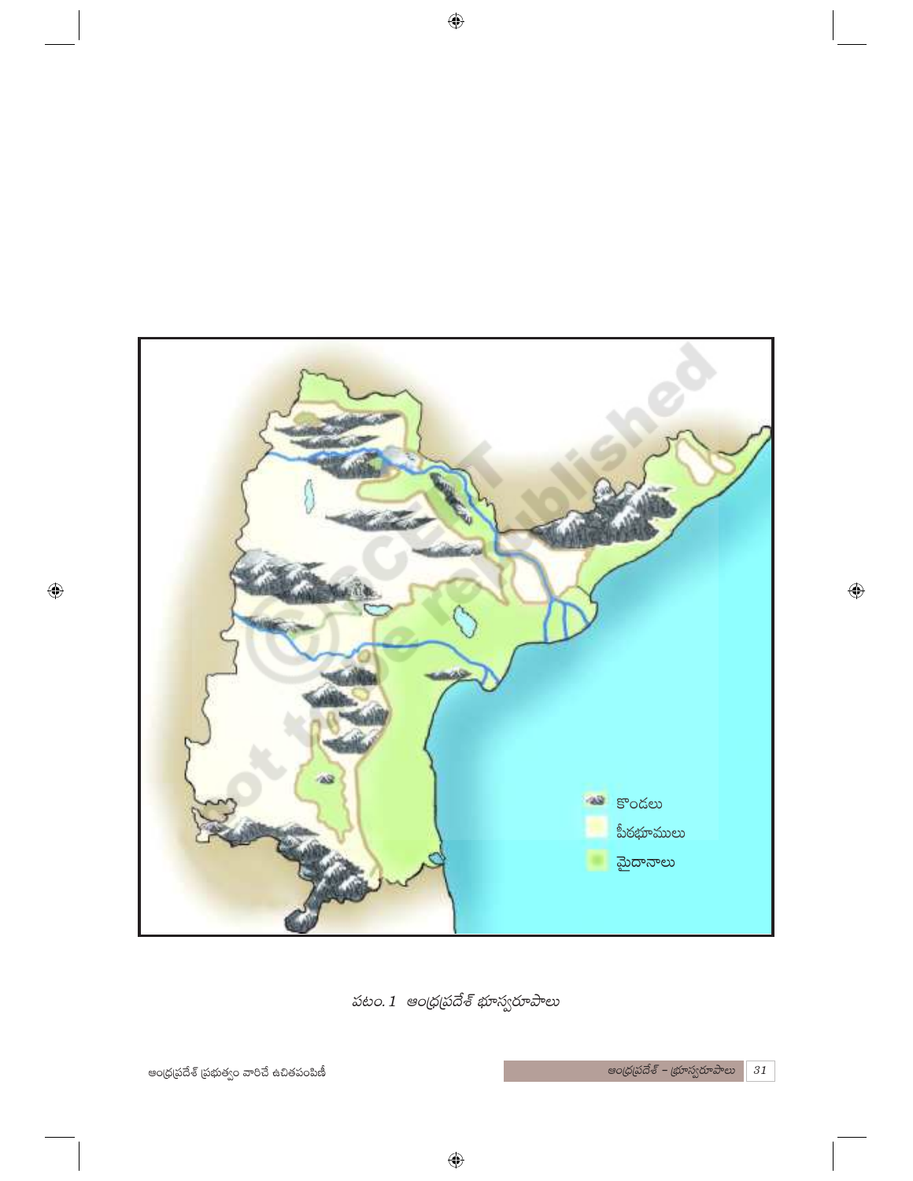కొండలు

పీఠభూములు

మైదానాలు

పటం. 1 ఆంధ్రప్రదేశ్ భూస్వరూపాలు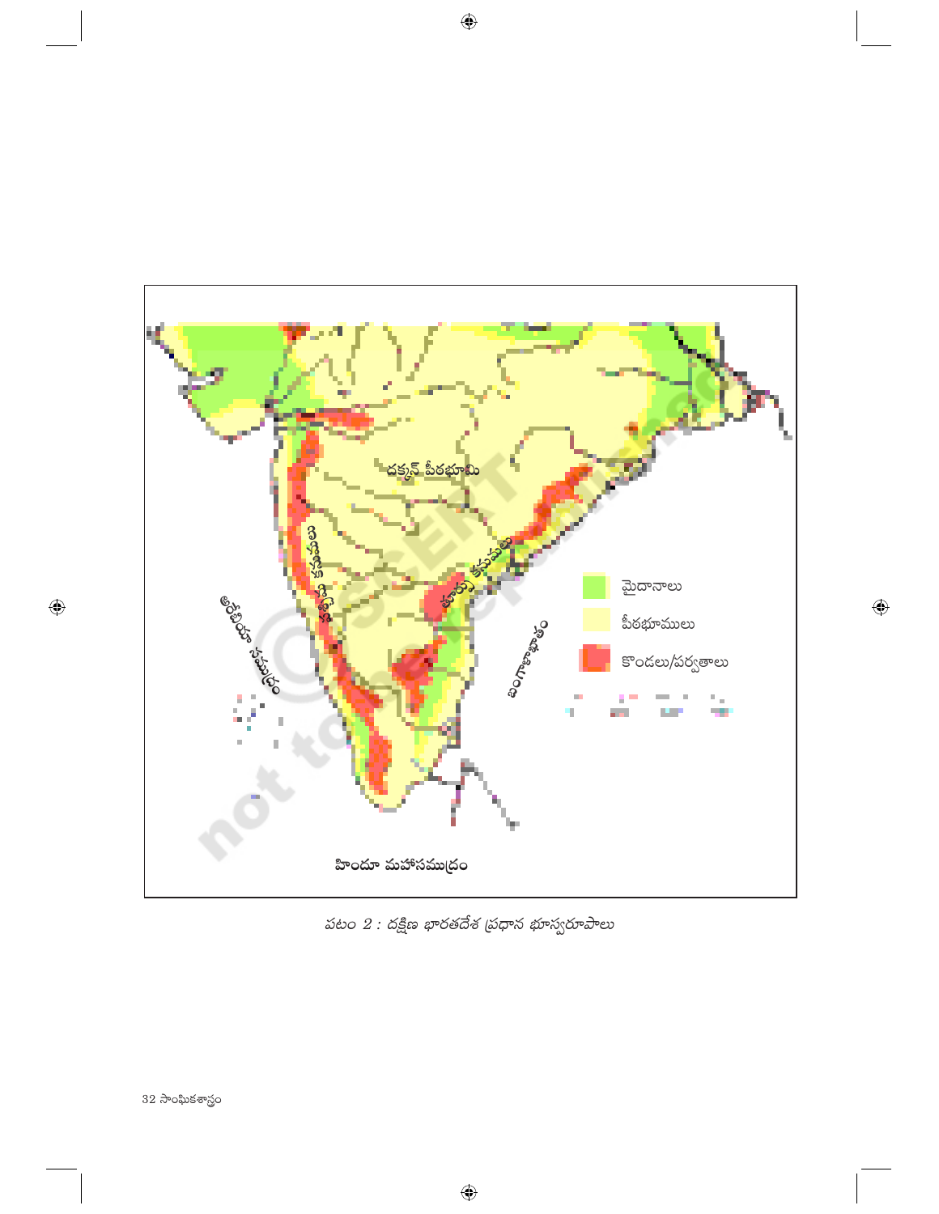పటం 2 : దక్షిణ భారతదేశ ప్రధాన భూస్వరూపాలు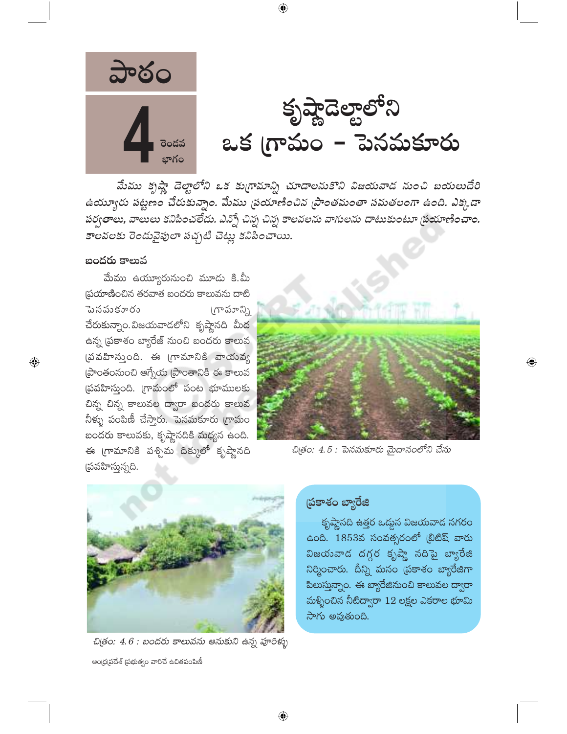పాఠం

**4** రెండవ భాగం

# కృష్ణాడెల్టాలోని ఒక గ్రామం - పెనమకూరు

*మేము కృష్ణా డెల్టాలోని ఒక కుగ్రామాన్ని చూడాలనుకొని విజయవాడ నుంచి బయలుదేరి ఉయ్యూరు పట్టణం చేరుకున్నాం. మేము ప్రయాణించిన ప్రాంతమంతా సమతలంగా ఉంది. ఎక్కడా పర్వతాలు, వాలులు కనిపించలేదు. ఎన్నో చిన్న చిన్న కాలవలను వాగులను దాటుకుంటూ ప్రయాణించాం. కాలవలకు రెండువైపులా పచ్చటి చెట్లు కనిపించాయి.*

## బందరు కాలువ

మేము ఉయ్యూరునుంచి మూడు కి.మీ ప్రయాణించిన తరవాత బందరు కాలువను దాటి పెనమకూరు గ్రామాన్ని చేరుకున్నాం. విజయవాడలోని కృష్ణానది మీద ఉన్న ప్రకాశం బ్యారేజ్ నుంచి బందరు కాలువ ప్రవహిస్తుంది. ఈ గ్రామానికి వాయవ్య ప్రాంతంనుంచి ఆగ్నేయ ప్రాంతానికి ఈ కాలువ ప్రవహిస్తుంది. గ్రామంలో పంట భూములకు చిన్న చిన్న కాలువల ద్వారా బందరు కాలువ నీళ్ళు పంపిణీ చేస్తారు. పెనమకూరు గ్రామం బందరు కాలువకు, కృష్ణానదికి మధ్యన ఉంది. ఈ గ్రామానికి పశ్చిమ దిక్కులో కృష్ణానది ప్రవహిస్తున్నది.

*చిత్రం: 4.5 : పెనమకూరు మైదానంలోని చేను*

*చిత్రం: 4.6 : బందరు కాలువను ఆనుకుని ఉన్న పూరిళ్ళు*

### ప్రకాశం బ్యారేజి

కృష్ణానది ఉత్తర ఒడ్డున విజయవాడ నగరం ఉంది. 1853వ సంవత్సరంలో బ్రిటిష్ వారు విజయవాడ దగ్గర కృష్ణా నదిపై బ్యారేజి నిర్మించారు. దీన్ని మనం ప్రకాశం బ్యారేజిగా పిలుస్తున్నాం. ఈ బ్యారేజినుంచి కాలువల ద్వారా మళ్ళించిన నీటిద్వారా 12 లక్షల ఎకరాల భూమి సాగు అవుతుంది.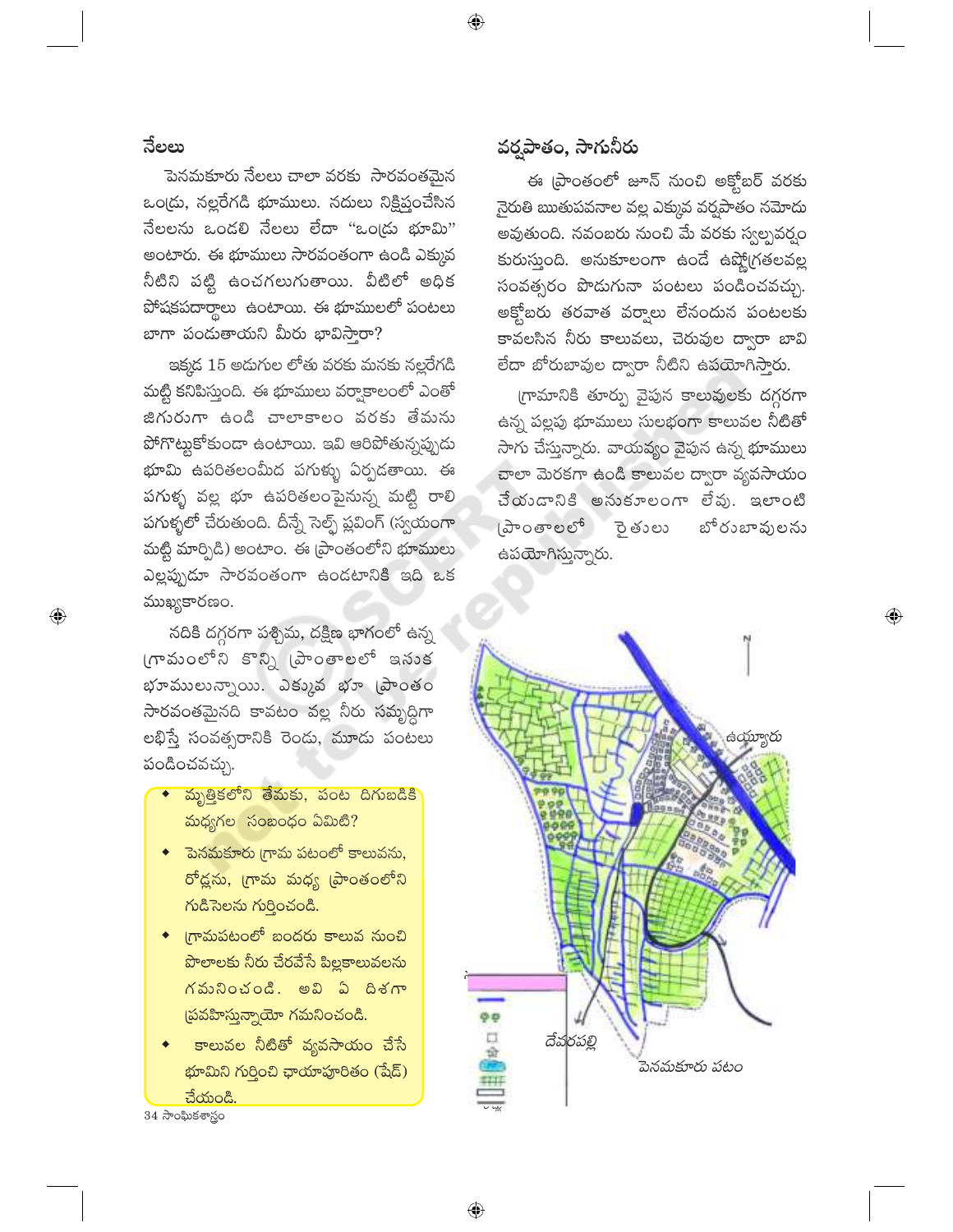## నేలలు

పెనమకూరు నేలలు చాలా వరకు సారవంతమైన ఒండ్రు, నల్లరేగడి భూములు. నదులు నిక్షిప్తంచేసిన నేలలను ఒండలి నేలలు లేదా "ఒండ్రు భూమి" అంటారు. ఈ భూములు సారవంతంగా ఉండి ఎక్కువ నీటిని పట్టి ఉంచగలుగుతాయి. వీటిలో అధిక పోషకపదార్థాలు ఉంటాయి. ఈ భూములలో పంటలు బాగా పండుతాయని మీరు భావిస్తారా?

ఇక్కడ 15 అడుగుల లోతు వరకు మనకు నల్లరేగడి మట్టి కనిపిస్తుంది. ఈ భూములు వర్షాకాలంలో ఎంతో జిగురుగా ఉండి చాలాకాలం వరకు తేమను పోగొట్టుకోకుండా ఉంటాయి. ఇవి ఆరిపోతున్నప్పుడు భూమి ఉపరితలంమీద పగుళ్ళు ఏర్పడతాయి. ఈ పగుళ్ళ వల్ల భూ ఉపరితలంపైనున్న మట్టి రాలి పగుళ్ళలో చేరుతుంది. దీన్నే సెల్ఫ్ ప్లవింగ్ (స్వయంగా మట్టి మార్పిడి) అంటాం. ఈ ప్రాంతంలోని భూములు ఎల్లప్పుడూ సారవంతంగా ఉండటానికి ఇది ఒక ముఖ్యకారణం.

నదికి దగ్గరగా పశ్చిమ, దక్షిణ భాగంలో ఉన్న గ్రామంలోని కొన్ని ప్రాంతాలలో ఇసుక భూములున్నాయి. ఎక్కువ భూ ప్రాంతం సారవంతమైనది కావటం వల్ల నీరు సమృద్ధిగా లభిస్తే సంవత్సరానికి రెండు, మూడు పంటలు పండించవచ్చు.

- మృత్తికలోని తేమకు, పంట దిగుబడికి మధ్యగల సంబంధం ఏమిటి?
- పెనమకూరు గ్రామ పటంలో కాలువను, రోడ్లను, గ్రామ మధ్య ప్రాంతంలోని గుడిసెలను గుర్తించండి.
- గ్రామపటంలో బందరు కాలువ నుంచి పొలాలకు నీరు చేరవేసే పిల్లకాలువలను గమనించండి. అవి ఏ దిశగా ప్రవహిస్తున్నాయో గమనించండి.
- కాలువల నీటితో వ్యవసాయం చేసే భూమిని గుర్తించి ఛాయాపూరితం (షేడ్) చేయండి.

## వర్షపాతం, సాగునీరు

ఈ ప్రాంతంలో జూన్ నుంచి అక్టోబర్ వరకు నైరుతి ఋతుపవనాల వల్ల ఎక్కువ వర్షపాతం నమోదు అవుతుంది. నవంబరు నుంచి మే వరకు స్వల్పవర్షం కురుస్తుంది. అనుకూలంగా ఉండే ఉష్ణోగ్రతలవల్ల సంవత్సరం పొడుగునా పంటలు పండించవచ్చు. అక్టోబరు తరవాత వర్షాలు లేనందున పంటలకు కావలసిన నీరు కాలువలు, చెరువుల ద్వారా బావి లేదా బోరుబావుల ద్వారా నీటిని ఉపయోగిస్తారు.

గ్రామానికి తూర్పు వైపున కాలువలకు దగ్గరగా ఉన్న పల్లపు భూములు సులభంగా కాలువల నీటితో సాగు చేస్తున్నారు. వాయవ్యం వైపున ఉన్న భూములు చాలా మెరకగా ఉండి కాలువల ద్వారా వ్యవసాయం చేయడానికి అనుకూలంగా లేవు. ఇలాంటి ప్రాంతాలలో రైతులు బోరుబావులను ఉపయోగిస్తున్నారు.

ఉయ్యూరు

దేవరపల్లి

పెనమకూరు పటం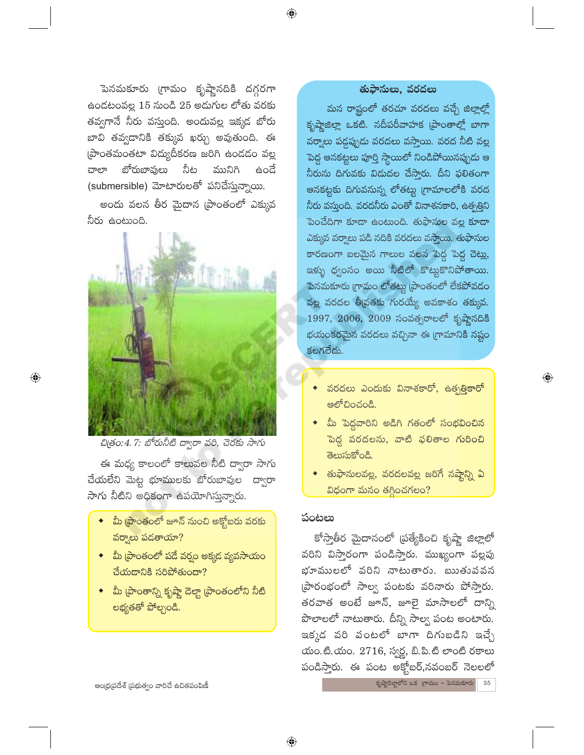పెనమకూరు గ్రామం కృష్ణానదికి దగ్గరగా ఉండటంవల్ల 15 నుండి 25 అడుగుల లోతు వరకు తవ్వగానే నీరు వస్తుంది. అందువల్ల ఇక్కడ బోరు బావి తవ్వడానికి తక్కువ ఖర్చు అవుతుంది. ఈ ప్రాంతమంతటా విద్యుదీకరణ జరిగి ఉండడం వల్ల చాలా బోరుబావులు నీట మునిగి ఉండే (submersible) మోటారులతో పనిచేస్తున్నాయి.

అందు వలన తీర మైదాన ప్రాంతంలో ఎక్కువ నీరు ఉంటుంది.

చిత్రం: 4. 7: బోరునీటి ద్వారా వరి, చెరకు సాగు

ఈ మధ్య కాలంలో కాలువల నీటి ద్వారా సాగు చేయలేని మెట్ట భూములకు బోరుబావుల ద్వారా సాగు నీటిని అధికంగా ఉపయోగిస్తున్నారు.

- మీ ప్రాంతంలో జూన్ నుంచి అక్టోబరు వరకు వర్షాలు పడతాయా?
- మీ ప్రాంతంలో పడే వర్షం అక్కడ వ్యవసాయం చేయడానికి సరిపోతుందా?
- మీ ప్రాంతాన్ని కృష్ణా డెల్టా ప్రాంతంలోని నీటి లభ్యతతో పోల్చండి.

### తుఫానులు, వరదలు

మన రాష్ట్రంలో తరచూ వరదలు వచ్చే జిల్లాల్లో కృష్ణాజిల్లా ఒకటి. నదీపరీవాహక ప్రాంతాల్లో బాగా వర్షాలు పడ్డప్పుడు వరదలు వస్తాయి. వరద నీటి వల్ల పెద్ద ఆనకట్టలు పూర్తి స్థాయిలో నిండిపోయినప్పుడు ఆ నీరును దిగువకు విడుదల చేస్తారు. దీని ఫలితంగా ఆనకట్టకు దిగువనున్న లోతట్టు గ్రామాలలోకి వరద నీరు వస్తుంది. వరదనీరు ఎంతో వినాశనకారి, ఉత్పత్తిని పెంచేదిగా కూడా ఉంటుంది. తుఫానుల వల్ల కూడా ఎక్కువ వర్షాలు పడి నదికి వరదలు వస్తాయి. తుఫానుల కారణంగా బలమైన గాలుల వలన పెద్ద పెద్ద చెట్లు, ఇళ్ళు ధ్వంసం అయి నీటిలో కొట్టుకొనిపోతాయి. పెనమకూరు గ్రామం లోతట్టు ప్రాంతంలో లేకపోవడం వల్ల వరదల తీవ్రతకు గురయ్యే అవకాశం తక్కువ. 1997, 2006, 2009 సంవత్సరాలలో కృష్ణానదికి భయంకరమైన వరదలు వచ్చినా ఈ గ్రామానికి నష్టం కలగలేదు.

- వరదలు ఎందుకు వినాశకారో, ఉత్పత్తికారో ఆలోచించండి.
- మీ పెద్దవారిని అడిగి గతంలో సంభవించిన పెద్ద వరదలను, వాటి ఫలితాల గురించి తెలుసుకోండి.
- తుఫానులవల్ల, వరదలవల్ల జరిగే నష్టాన్ని ఏ విధంగా మనం తగ్గించగలం?

### పంటలు

కోస్తాతీర మైదానంలో ప్రత్యేకించి కృష్ణా జిల్లాలో వరిని విస్తారంగా పండిస్తారు. ముఖ్యంగా పల్లపు భూములలో వరిని నాటుతారు. ఋతుపవన ప్రారంభంలో సార్వ పంటకు వరినారు పోస్తారు. తరవాత అంటే జూన్, జూలై మాసాలలో దాన్ని పొలాలలో నాటుతారు. దీన్ని సార్వ పంట అంటారు. ఇక్కడ వరి పంటలో బాగా దిగుబడిని ఇచ్చే యం.టి.యం. 2716, స్వర్ణ, బి.పి.టి లాంటి రకాలు పండిస్తారు. ఈ పంట అక్టోబర్,నవంబర్ నెలలలో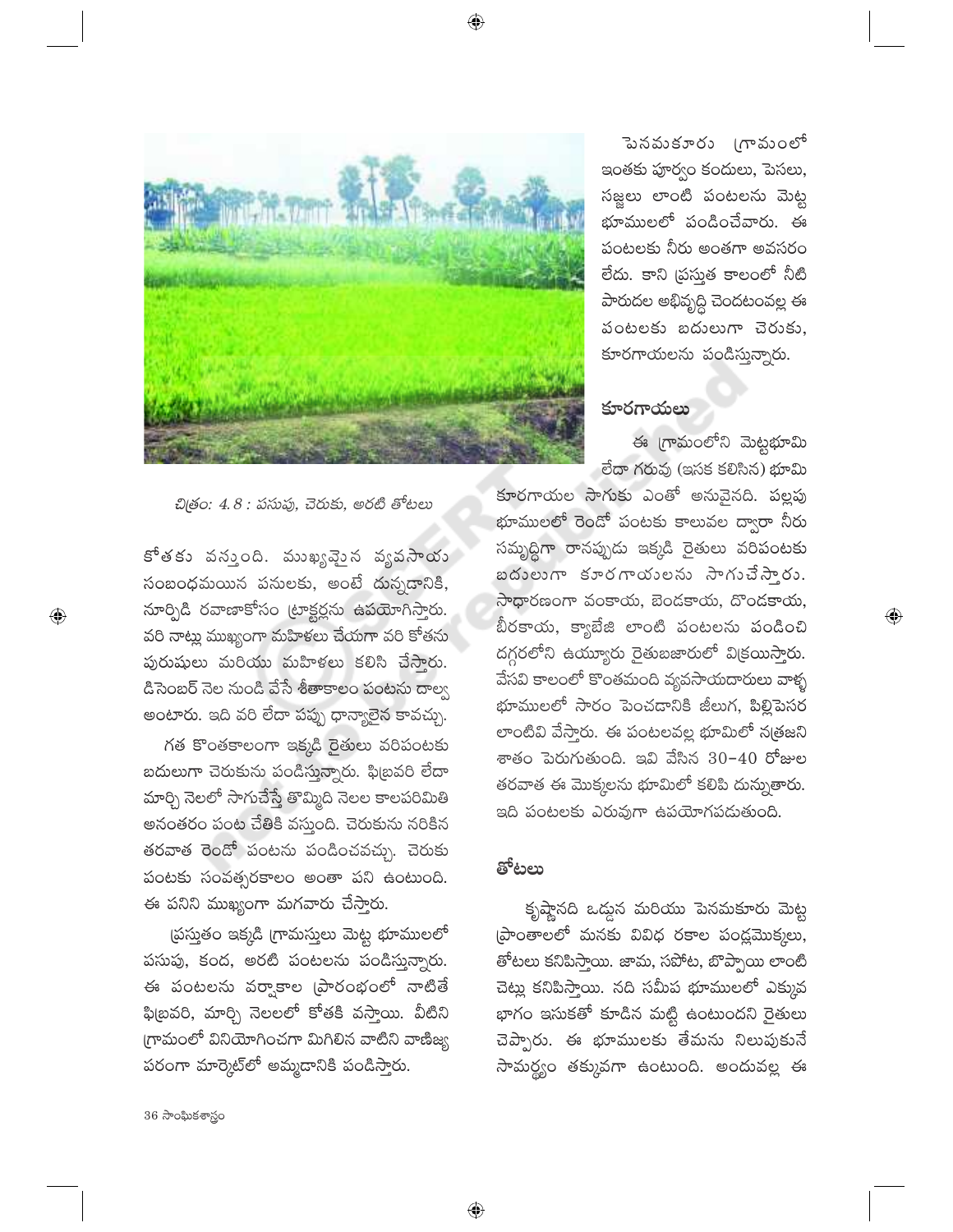చిత్రం: 4.8 : పసుపు, చెరుకు, అరటి తోటలు

కోతకు వస్తుంది. ముఖ్యమైన వ్యవసాయ సంబంధమయిన పనులకు, అంటే దున్నడానికి, నూర్పిడి రవాణాకోసం ట్రాక్టర్లను ఉపయోగిస్తారు. వరి నాట్లు ముఖ్యంగా మహిళలు చేయగా వరి కోతను పురుషులు మరియు మహిళలు కలిసి చేస్తారు. డిసెంబర్ నెల నుండి వేసే శీతాకాలం పంటను దాల్వ అంటారు. ఇది వరి లేదా పప్పు ధాన్యాలైన కావచ్చు.

గత కొంతకాలంగా ఇక్కడి రైతులు వరిపంటకు బదులుగా చెరుకును పండిస్తున్నారు. ఫిబ్రవరి లేదా మార్చి నెలలో సాగుచేస్తే తొమ్మిది నెలల కాలపరిమితి అనంతరం పంట చేతికి వస్తుంది. చెరుకును నరికిన తరవాత రెండో పంటను పండించవచ్చు. చెరుకు పంటకు సంవత్సరకాలం అంతా పని ఉంటుంది. ఈ పనిని ముఖ్యంగా మగవారు చేస్తారు.

ప్రస్తుతం ఇక్కడి గ్రామస్తులు మెట్ట భూములలో పసుపు, కంద, అరటి పంటలను పండిస్తున్నారు. ఈ పంటలను వర్షాకాల ప్రారంభంలో నాటితే ఫిబ్రవరి, మార్చి నెలలలో కోతకి వస్తాయి. వీటిని గ్రామంలో వినియోగించగా మిగిలిన వాటిని వాణిజ్య పరంగా మార్కెట్‌లో అమ్మడానికి పండిస్తారు.

పెనమకూరు గ్రామంలో ఇంతకు పూర్వం కందులు, పెసలు, సజ్జలు లాంటి పంటలను మెట్ట భూములలో పండించేవారు. ఈ పంటలకు నీరు అంతగా అవసరం లేదు. కాని ప్రస్తుత కాలంలో నీటి పారుదల అభివృద్ధి చెందటంవల్ల ఈ పంటలకు బదులుగా చెరుకు, కూరగాయలను పండిస్తున్నారు.

## కూరగాయలు

ఈ గ్రామంలోని మెట్టభూమి లేదా గరువు (ఇసక కలిసిన) భూమి కూరగాయల సాగుకు ఎంతో అనువైనది. పల్లపు భూములలో రెండో పంటకు కాలువల ద్వారా నీరు సమృద్ధిగా రానప్పుడు ఇక్కడి రైతులు వరిపంటకు బదులుగా కూరగాయలను సాగుచేస్తారు. సాధారణంగా వంకాయ, బెండకాయ, దొండకాయ, బీరకాయ, క్యాబేజి లాంటి పంటలను పండించి దగ్గరలోని ఉయ్యూరు రైతుబజారులో విక్రయిస్తారు. వేసవి కాలంలో కొంతమంది వ్యవసాయదారులు వాళ్ళ భూములలో సారం పెంచడానికి జీలుగ, పిల్లిపెసర లాంటివి వేస్తారు. ఈ పంటలవల్ల భూమిలో నత్రజని శాతం పెరుగుతుంది. ఇవి వేసిన 30–40 రోజుల తరవాత ఈ మొక్కలను భూమిలో కలిపి దున్నుతారు. ఇది పంటలకు ఎరువుగా ఉపయోగపడుతుంది.

## తోటలు

కృష్ణానది ఒడ్డున మరియు పెనమకూరు మెట్ట ప్రాంతాలలో మనకు వివిధ రకాల పండ్లమొక్కలు, తోటలు కనిపిస్తాయి. జామ, సపోట, బొప్పాయి లాంటి చెట్లు కనిపిస్తాయి. నది సమీప భూములలో ఎక్కువ భాగం ఇసుకతో కూడిన మట్టి ఉంటుందని రైతులు చెప్పారు. ఈ భూములకు తేమను నిలుపుకునే సామర్థ్యం తక్కువగా ఉంటుంది. అందువల్ల ఈ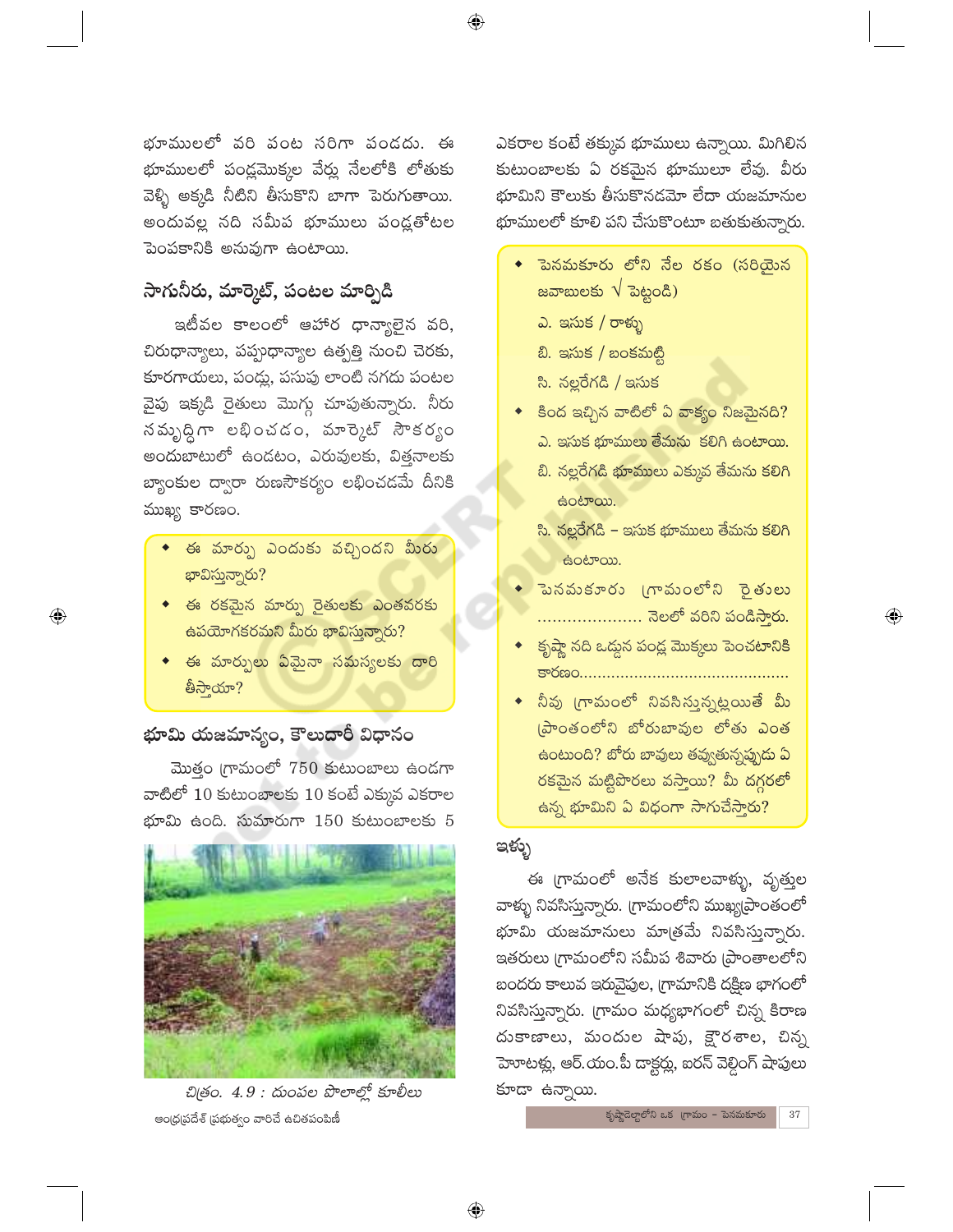భూములలో వరి పంట సరిగా పండదు. ఈ భూములలో పండ్లమొక్కల వేర్లు నేలలోకి లోతుకు వెళ్ళి అక్కడి నీటిని తీసుకొని బాగా పెరుగుతాయి. అందువల్ల నది సమీప భూములు పండ్లతోటల పెంపకానికి అనువుగా ఉంటాయి.

## సాగునీరు, మార్కెట్, పంటల మార్పిడి

ఇటీవల కాలంలో ఆహార ధాన్యాలైన వరి, చిరుధాన్యాలు, పప్పుధాన్యాల ఉత్పత్తి నుంచి చెరకు, కూరగాయలు, పండ్లు, పసుపు లాంటి నగదు పంటల వైపు ఇక్కడి రైతులు మొగ్గు చూపుతున్నారు. నీరు సమృద్ధిగా లభించడం, మార్కెట్ సౌకర్యం అందుబాటులో ఉండటం, ఎరువులకు, విత్తనాలకు బ్యాంకుల ద్వారా రుణసౌకర్యం లభించడమే దీనికి ముఖ్య కారణం.

- ఈ మార్పు ఎందుకు వచ్చిందని మీరు భావిస్తున్నారు?
- ఈ రకమైన మార్పు రైతులకు ఎంతవరకు ఉపయోగకరమని మీరు భావిస్తున్నారు?
- ఈ మార్పులు ఏమైనా సమస్యలకు దారి తీస్తాయా?

## భూమి యజమాన్యం, కౌలుదారీ విధానం

మొత్తం గ్రామంలో 750 కుటుంబాలు ఉండగా వాటిలో 10 కుటుంబాలకు 10 కంటే ఎక్కువ ఎకరాల భూమి ఉంది. సుమారుగా 150 కుటుంబాలకు 5 ఎకరాల కంటే తక్కువ భూములు ఉన్నాయి. మిగిలిన కుటుంబాలకు ఏ రకమైన భూములూ లేవు. వీరు భూమిని కౌలుకు తీసుకొనడమో లేదా యజమానుల భూములలో కూలి పని చేసుకొంటూ బతుకుతున్నారు.

*చిత్రం. 4.9 : దుంపల పొలాల్లో కూలీలు*

ఆంధ్రప్రదేశ్ ప్రభుత్వం వారిచే ఉచితపంపిణీ

- పెనమకూరు లోని నేల రకం (సరియైన జవాబులకు √ పెట్టండి)
  - ఎ. ఇసుక / రాళ్ళు
  - బి. ఇసుక / బంకమట్టి
  - సి. నల్లరేగడి / ఇసుక
- కింద ఇచ్చిన వాటిలో ఏ వాక్యం నిజమైనది?
  - ఎ. ఇసుక భూములు తేమను కలిగి ఉంటాయి.
  - బి. నల్లరేగడి భూములు ఎక్కువ తేమను కలిగి ఉంటాయి.
  - సి. నల్లరేగడి – ఇసుక భూములు తేమను కలిగి ఉంటాయి.
- పెనమకూరు గ్రామంలోని రైతులు .................... నెలలో వరిని పండిస్తారు.
- కృష్ణా నది ఒడ్డున పండ్ల మొక్కలు పెంచటానికి కారణం............................................
- నీవు గ్రామంలో నివసిస్తున్నట్లయితే మీ ప్రాంతంలోని బోరుబావుల లోతు ఎంత ఉంటుంది? బోరు బావులు తవ్వుతున్నప్పుడు ఏ రకమైన మట్టిపొరలు వస్తాయి? మీ దగ్గరలో ఉన్న భూమిని ఏ విధంగా సాగుచేస్తారు?

### ఇళ్ళు

ఈ గ్రామంలో అనేక కులాలవాళ్ళు, వృత్తుల వాళ్ళు నివసిస్తున్నారు. గ్రామంలోని ముఖ్యప్రాంతంలో భూమి యజమానులు మాత్రమే నివసిస్తున్నారు. ఇతరులు గ్రామంలోని సమీప శివారు ప్రాంతాలలోని బందరు కాలువ ఇరువైపుల, గ్రామానికి దక్షిణ భాగంలో నివసిస్తున్నారు. గ్రామం మధ్యభాగంలో చిన్న కిరాణ దుకాణాలు, మందుల షాపు, క్షౌరశాల, చిన్న హోటళ్ళు, ఆర్.యం.పీ డాక్టర్లు, ఐరన్ వెల్డింగ్ షాపులు కూడా ఉన్నాయి.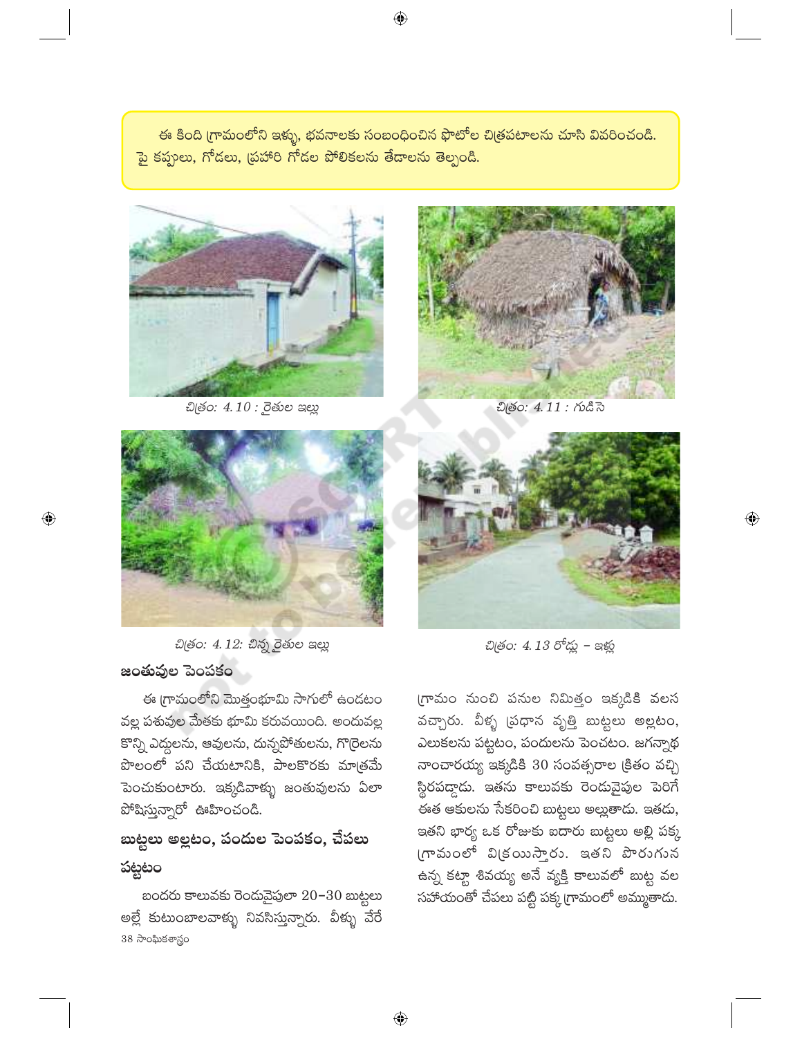ఈ కింది గ్రామంలోని ఇళ్ళు, భవనాలకు సంబంధించిన ఫొటోల చిత్రపటాలను చూసి వివరించండి. పై కప్పులు, గోడలు, ప్రహరి గోడల పోలికలను తేడాలను తెల్పండి.

*చిత్రం: 4.10 : రైతుల ఇల్లు*

*చిత్రం: 4.11 : గుడిసె*

*చిత్రం: 4.12: చిన్న రైతుల ఇల్లు*

*చిత్రం: 4.13 రోడ్డు – ఇళ్లు*

## జంతువుల పెంపకం

ఈ గ్రామంలోని మొత్తంభూమి సాగులో ఉండటం వల్ల పశువుల మేతకు భూమి కరువయింది. అందువల్ల కొన్ని ఎద్దులను, ఆవులను, దున్నపోతులను, గొర్రెలను పొలంలో పని చేయటానికి, పాలకొరకు మాత్రమే పెంచుకుంటారు. ఇక్కడివాళ్ళు జంతువులను ఏలా పోషిస్తున్నారో ఊహించండి.

## బుట్టలు అల్లటం, పందుల పెంపకం, చేపలు పట్టటం

బందరు కాలువకు రెండువైపులా 20–30 బుట్టలు అల్లే కుటుంబాలవాళ్ళు నివసిస్తున్నారు. వీళ్ళు వేరే గ్రామం నుంచి పనుల నిమిత్తం ఇక్కడికి వలస వచ్చారు. వీళ్ళ ప్రధాన వృత్తి బుట్టలు అల్లటం, ఎలుకలను పట్టటం, పందులను పెంచటం. జగన్నాథ నాంచారయ్య ఇక్కడికి 30 సంవత్సరాల క్రితం వచ్చి స్థిరపడ్డాడు. ఇతను కాలువకు రెండువైపుల పెరిగే ఈత ఆకులను సేకరించి బుట్టలు అల్లుతాడు. ఇతడు, ఇతని భార్య ఒక రోజుకు ఐదారు బుట్టలు అల్లి పక్క గ్రామంలో విక్రయిస్తారు. ఇతని పొరుగున ఉన్న కట్టా శివయ్య అనే వ్యక్తి కాలువలో బుట్ట వల సహాయంతో చేపలు పట్టి పక్క గ్రామంలో అమ్ముతాడు.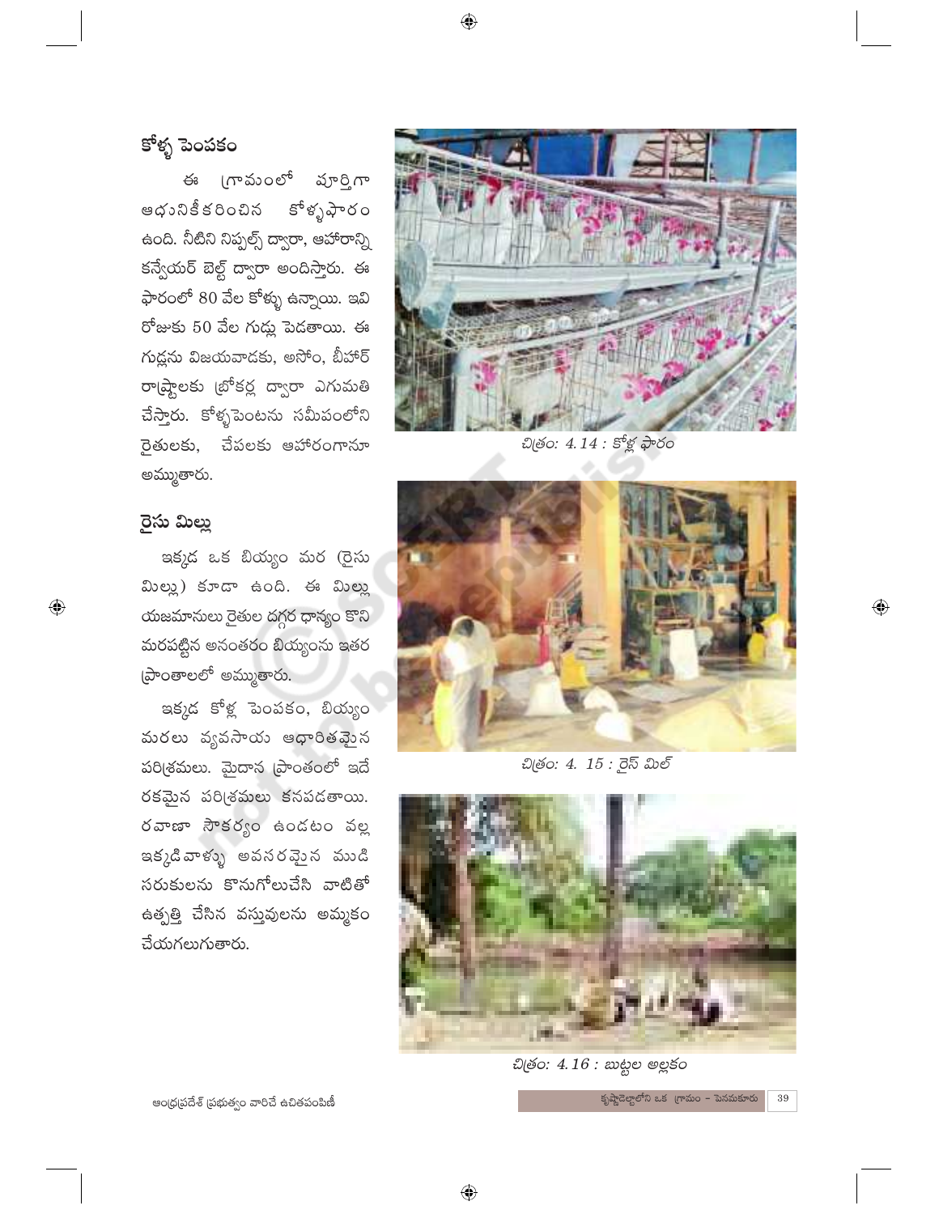## కోళ్ళ పెంపకం

ఈ గ్రామంలో పూర్తిగా ఆధునికీకరించిన కోళ్ళఫారం ఉంది. నీటిని నిప్పల్స్ ద్వారా, ఆహారాన్ని కన్వేయర్ బెల్ట్ ద్వారా అందిస్తారు. ఈ ఫారంలో 80 వేల కోళ్ళు ఉన్నాయి. ఇవి రోజుకు 50 వేల గుడ్లు పెడతాయి. ఈ గుడ్లను విజయవాడకు, అసోం, బీహార్ రాష్ట్రాలకు బ్రోకర్ల ద్వారా ఎగుమతి చేస్తారు. కోళ్ళపెంటను సమీపంలోని రైతులకు, చేపలకు ఆహారంగానూ అమ్ముతారు.

చిత్రం: 4.14 : కోళ్ల ఫారం

## రైసు మిల్లు

ఇక్కడ ఒక బియ్యం మర (రైసు మిల్లు) కూడా ఉంది. ఈ మిల్లు యజమానులు రైతుల దగ్గర ధాన్యం కొని మరపట్టిన అనంతరం బియ్యంను ఇతర ప్రాంతాలలో అమ్ముతారు.

ఇక్కడ కోళ్ల పెంపకం, బియ్యం మరలు వ్యవసాయ ఆధారితమైన పరిశ్రమలు. మైదాన ప్రాంతంలో ఇదే రకమైన పరిశ్రమలు కనపడతాయి. రవాణా సౌకర్యం ఉండటం వల్ల ఇక్కడివాళ్ళు అవసరమైన ముడి సరుకులను కొనుగోలుచేసి వాటితో ఉత్పత్తి చేసిన వస్తువులను అమ్మకం చేయగలుగుతారు.

చిత్రం: 4. 15 : రైస్ మిల్

చిత్రం: 4.16 : బుట్టల అల్లకం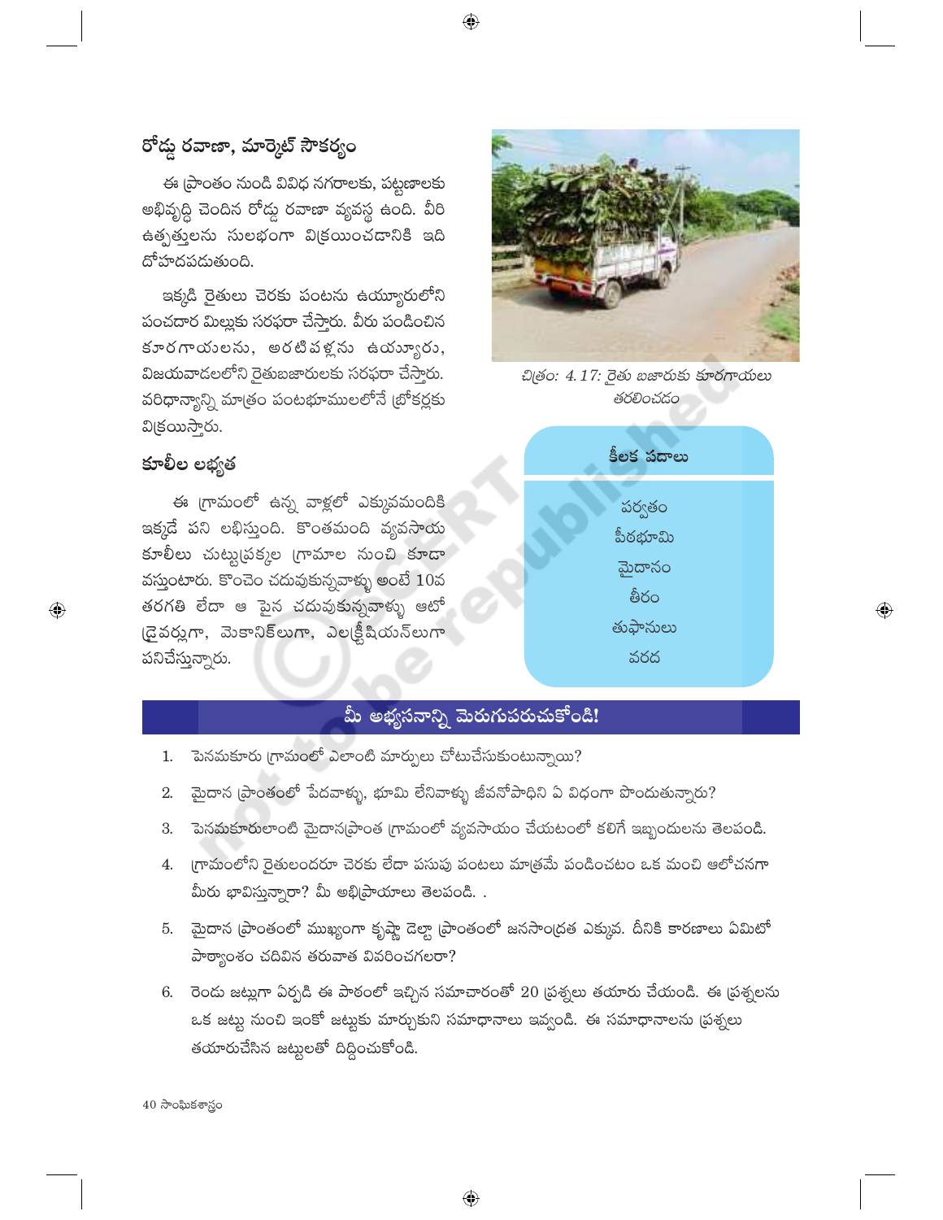## రోడ్డు రవాణా, మార్కెట్ సౌకర్యం

ఈ ప్రాంతం నుండి వివిధ నగరాలకు, పట్టణాలకు అభివృద్ధి చెందిన రోడ్డు రవాణా వ్యవస్థ ఉంది. వీరి ఉత్పత్తులను సులభంగా విక్రయించడానికి ఇది దోహదపడుతుంది.

ఇక్కడి రైతులు చెరకు పంటను ఉయ్యూరులోని పంచదార మిల్లుకు సరఫరా చేస్తారు. వీరు పండించిన కూరగాయలను, అరటిపళ్లను ఉయ్యూరు, విజయవాడలలోని రైతుబజారులకు సరఫరా చేస్తారు. వరిధాన్యాన్ని మాత్రం పంటభూములలోనే బ్రోకర్లకు విక్రయిస్తారు.

## కూలీల లభ్యత

ఈ గ్రామంలో ఉన్న వాళ్లలో ఎక్కువమందికి ఇక్కడే పని లభిస్తుంది. కొంతమంది వ్యవసాయ కూలీలు చుట్టుప్రక్కల గ్రామాల నుంచి కూడా వస్తుంటారు. కొంచెం చదువుకున్నవాళ్ళు అంటే 10వ తరగతి లేదా ఆ పైన చదువుకున్నవాళ్ళు ఆటో డ్రైవర్లుగా, మెకానిక్‌లుగా, ఎలక్ట్రీషియన్‌లుగా పనిచేస్తున్నారు.

చిత్రం: 4.17: రైతు బజారుకు కూరగాయలు తరలించడం

**కీలక పదాలు**

పర్వతం
పీఠభూమి
మైదానం
తీరం
తుఫానులు
వరద

## మీ అభ్యసనాన్ని మెరుగుపరుచుకోండి!

1. పెనమకూరు గ్రామంలో ఎలాంటి మార్పులు చోటుచేసుకుంటున్నాయి?
2. మైదాన ప్రాంతంలో పేదవాళ్ళు, భూమి లేనివాళ్ళు జీవనోపాధిని ఏ విధంగా పొందుతున్నారు?
3. పెనమకూరులాంటి మైదానప్రాంత గ్రామంలో వ్యవసాయం చేయటంలో కలిగే ఇబ్బందులను తెలపండి.
4. గ్రామంలోని రైతులందరూ చెరకు లేదా పసుపు పంటలు మాత్రమే పండించటం ఒక మంచి ఆలోచనగా మీరు భావిస్తున్నారా? మీ అభిప్రాయాలు తెలపండి. .
5. మైదాన ప్రాంతంలో ముఖ్యంగా కృష్ణా డెల్టా ప్రాంతంలో జనసాంద్రత ఎక్కువ. దీనికి కారణాలు ఏమిటో పాఠ్యాంశం చదివిన తరువాత వివరించగలరా?
6. రెండు జట్లుగా ఏర్పడి ఈ పాఠంలో ఇచ్చిన సమాచారంతో 20 ప్రశ్నలు తయారు చేయండి. ఈ ప్రశ్నలను ఒక జట్టు నుంచి ఇంకో జట్టుకు మార్చుకుని సమాధానాలు ఇవ్వండి. ఈ సమాధానాలను ప్రశ్నలు తయారుచేసిన జట్టులతో దిద్దించుకోండి.